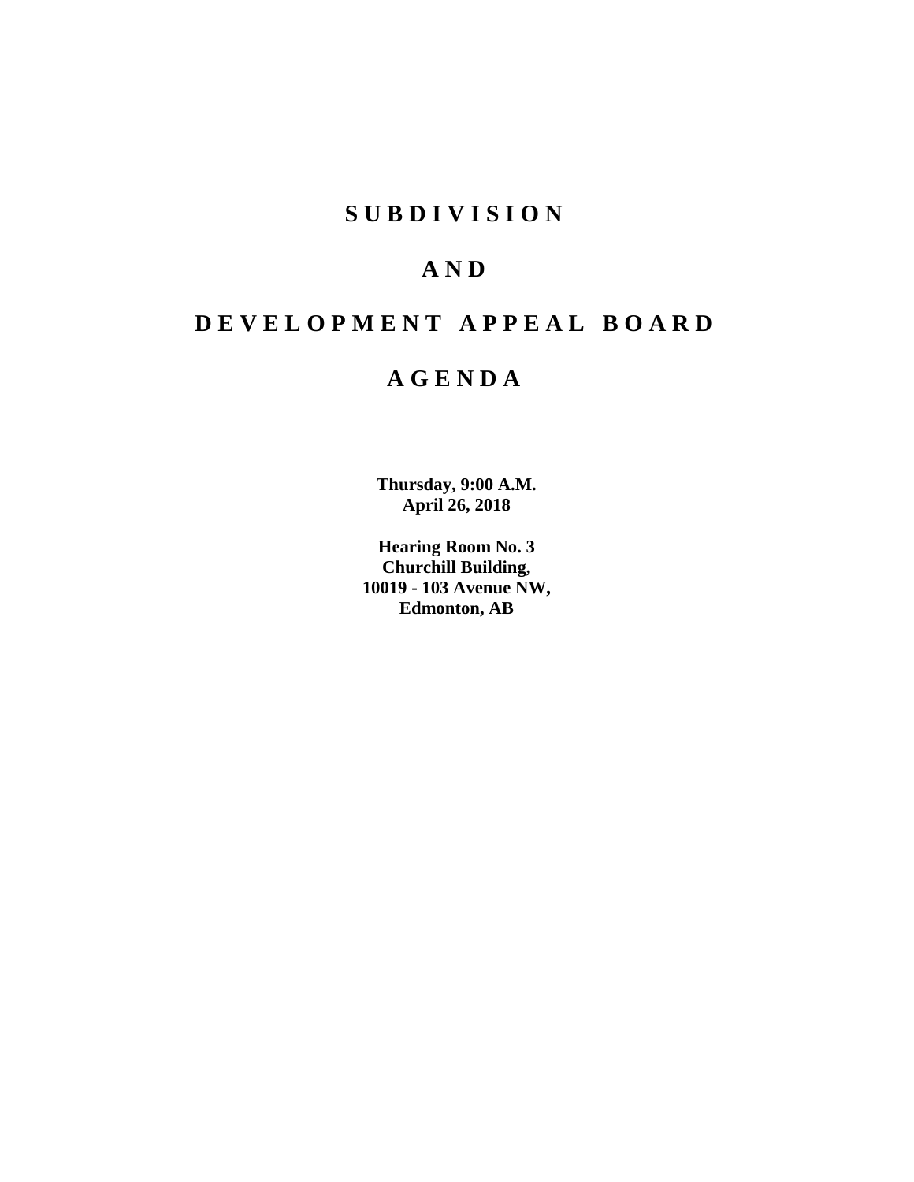# S U B D I V I S I O N

# A N D

# D E V E L O P M E N T   A P P E A L   B O A R D

# A G E N D A

**Thursday, 9:00 A.M.**
**April 26, 2018**

**Hearing Room No. 3**
**Churchill Building,**
**10019 - 103 Avenue NW,**
**Edmonton, AB**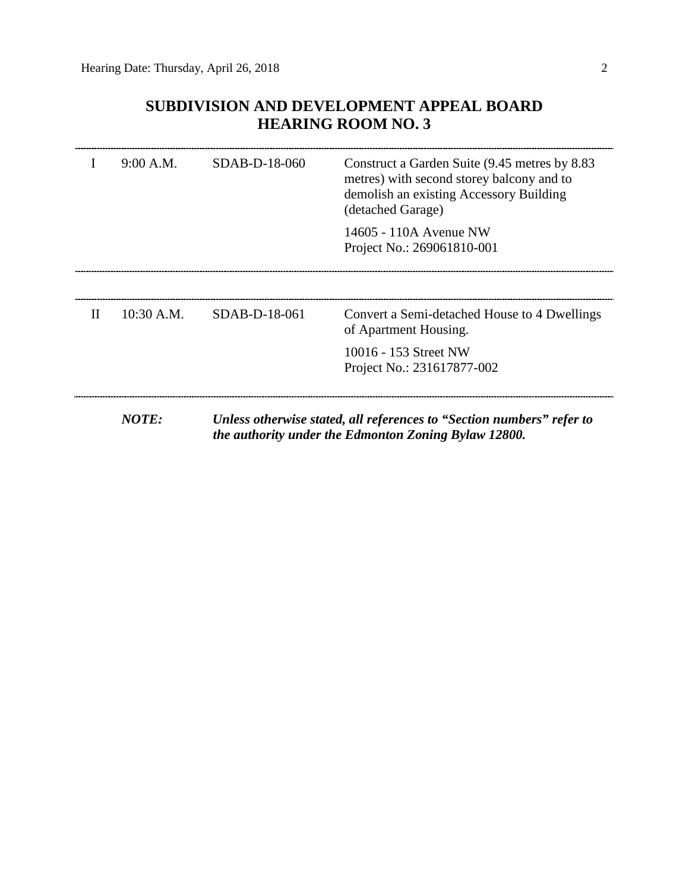## SUBDIVISION AND DEVELOPMENT APPEAL BOARD
## HEARING ROOM NO. 3

---

| | | | |
|---|---|---|---|
| I | 9:00 A.M. | SDAB-D-18-060 | Construct a Garden Suite (9.45 metres by 8.83 metres) with second storey balcony and to demolish an existing Accessory Building (detached Garage)<br><br>14605 - 110A Avenue NW<br>Project No.: 269061810-001 |

---

| | | | |
|---|---|---|---|
| II | 10:30 A.M. | SDAB-D-18-061 | Convert a Semi-detached House to 4 Dwellings of Apartment Housing.<br><br>10016 - 153 Street NW<br>Project No.: 231617877-002 |

---

***NOTE:*** ***Unless otherwise stated, all references to "Section numbers" refer to the authority under the Edmonton Zoning Bylaw 12800.***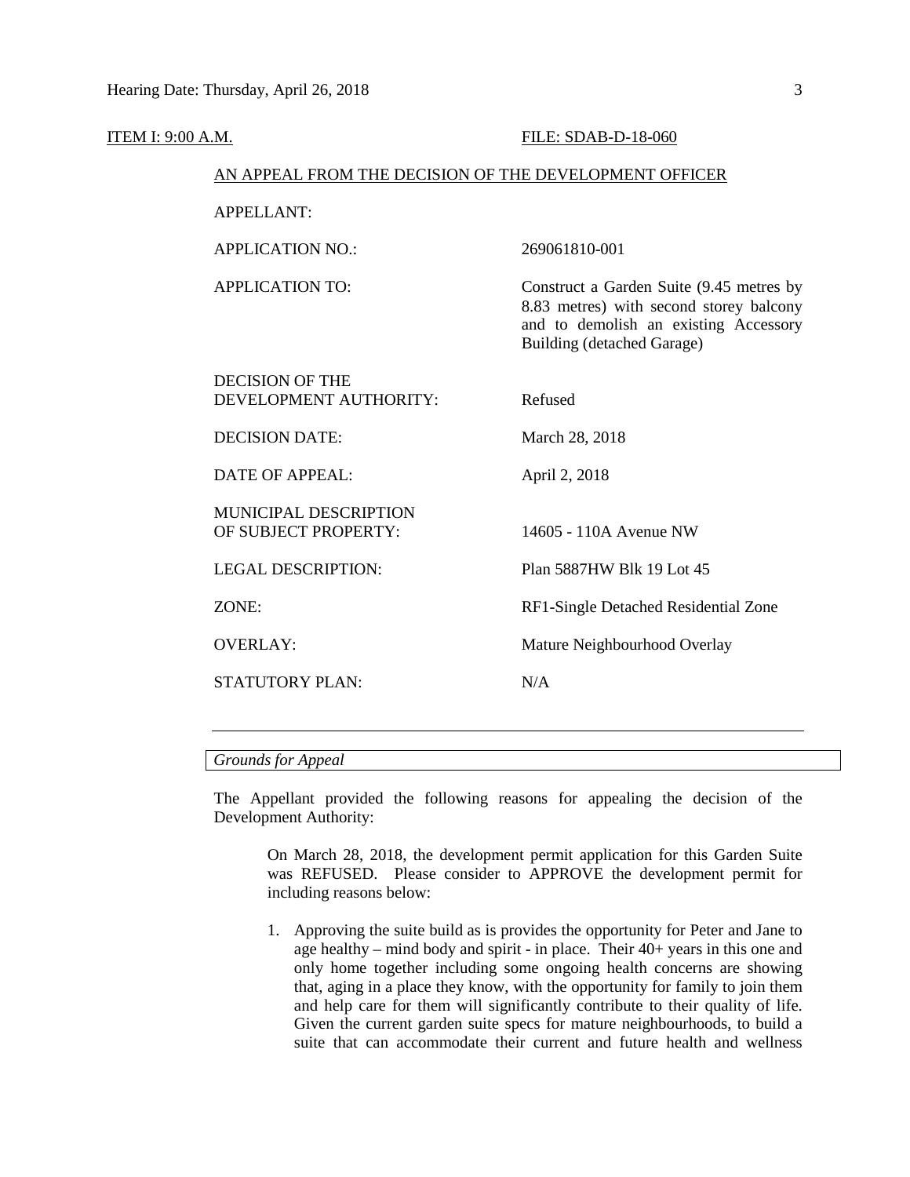ITEM I: 9:00 A.M. FILE: SDAB-D-18-060

AN APPEAL FROM THE DECISION OF THE DEVELOPMENT OFFICER

| | |
|---|---|
| APPELLANT: | |
| APPLICATION NO.: | 269061810-001 |
| APPLICATION TO: | Construct a Garden Suite (9.45 metres by 8.83 metres) with second storey balcony and to demolish an existing Accessory Building (detached Garage) |
| DECISION OF THE DEVELOPMENT AUTHORITY: | Refused |
| DECISION DATE: | March 28, 2018 |
| DATE OF APPEAL: | April 2, 2018 |
| MUNICIPAL DESCRIPTION OF SUBJECT PROPERTY: | 14605 - 110A Avenue NW |
| LEGAL DESCRIPTION: | Plan 5887HW Blk 19 Lot 45 |
| ZONE: | RF1-Single Detached Residential Zone |
| OVERLAY: | Mature Neighbourhood Overlay |
| STATUTORY PLAN: | N/A |

---

*Grounds for Appeal*

The Appellant provided the following reasons for appealing the decision of the Development Authority:

> On March 28, 2018, the development permit application for this Garden Suite was REFUSED. Please consider to APPROVE the development permit for including reasons below:
>
> 1. Approving the suite build as is provides the opportunity for Peter and Jane to age healthy – mind body and spirit - in place. Their 40+ years in this one and only home together including some ongoing health concerns are showing that, aging in a place they know, with the opportunity for family to join them and help care for them will significantly contribute to their quality of life. Given the current garden suite specs for mature neighbourhoods, to build a suite that can accommodate their current and future health and wellness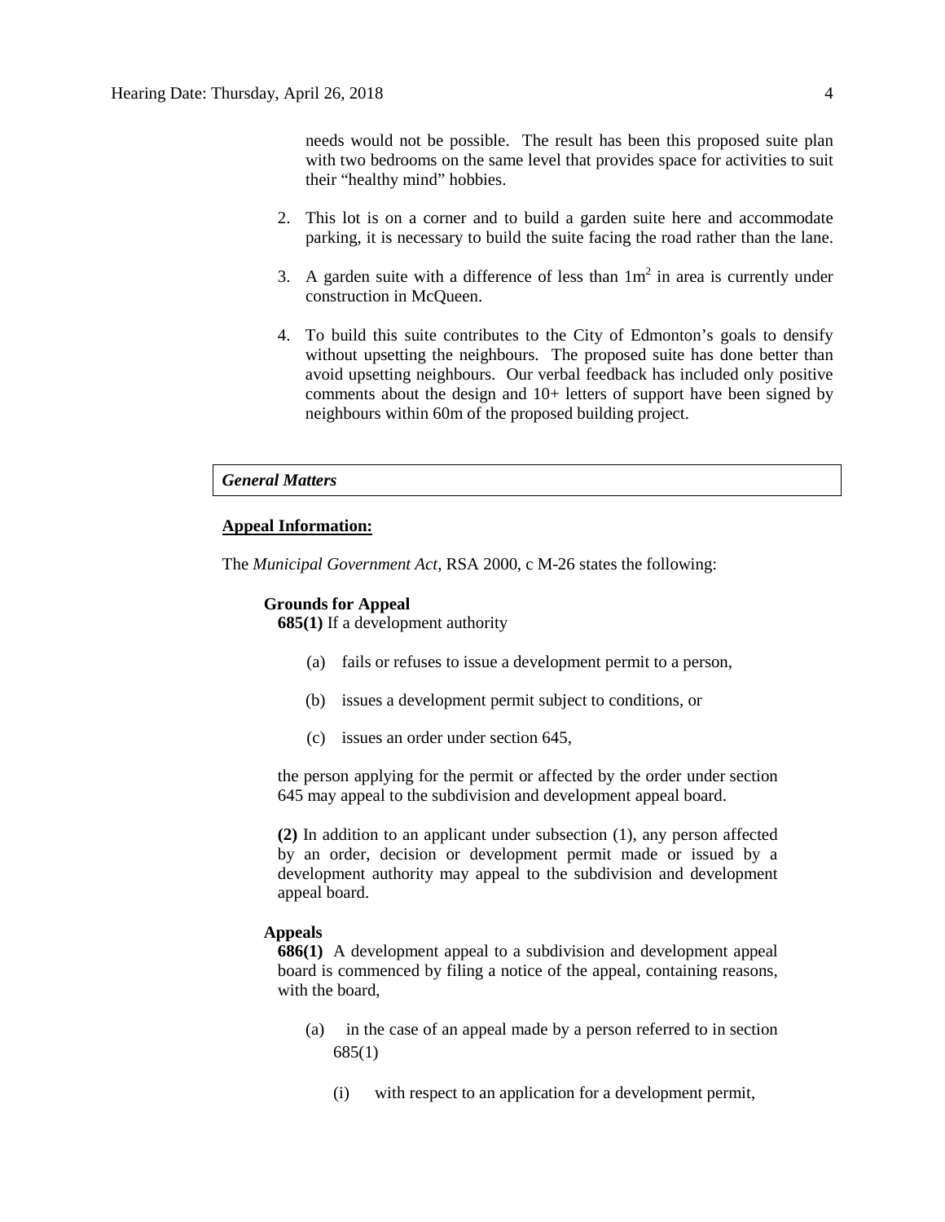needs would not be possible. The result has been this proposed suite plan with two bedrooms on the same level that provides space for activities to suit their "healthy mind" hobbies.

2. This lot is on a corner and to build a garden suite here and accommodate parking, it is necessary to build the suite facing the road rather than the lane.

3. A garden suite with a difference of less than $1m^2$ in area is currently under construction in McQueen.

4. To build this suite contributes to the City of Edmonton's goals to densify without upsetting the neighbours. The proposed suite has done better than avoid upsetting neighbours. Our verbal feedback has included only positive comments about the design and 10+ letters of support have been signed by neighbours within 60m of the proposed building project.

***General Matters***

**Appeal Information:**

The *Municipal Government Act*, RSA 2000, c M-26 states the following:

**Grounds for Appeal**

**685(1)** If a development authority

(a) fails or refuses to issue a development permit to a person,

(b) issues a development permit subject to conditions, or

(c) issues an order under section 645,

the person applying for the permit or affected by the order under section 645 may appeal to the subdivision and development appeal board.

**(2)** In addition to an applicant under subsection (1), any person affected by an order, decision or development permit made or issued by a development authority may appeal to the subdivision and development appeal board.

**Appeals**

**686(1)** A development appeal to a subdivision and development appeal board is commenced by filing a notice of the appeal, containing reasons, with the board,

(a) in the case of an appeal made by a person referred to in section 685(1)

(i) with respect to an application for a development permit,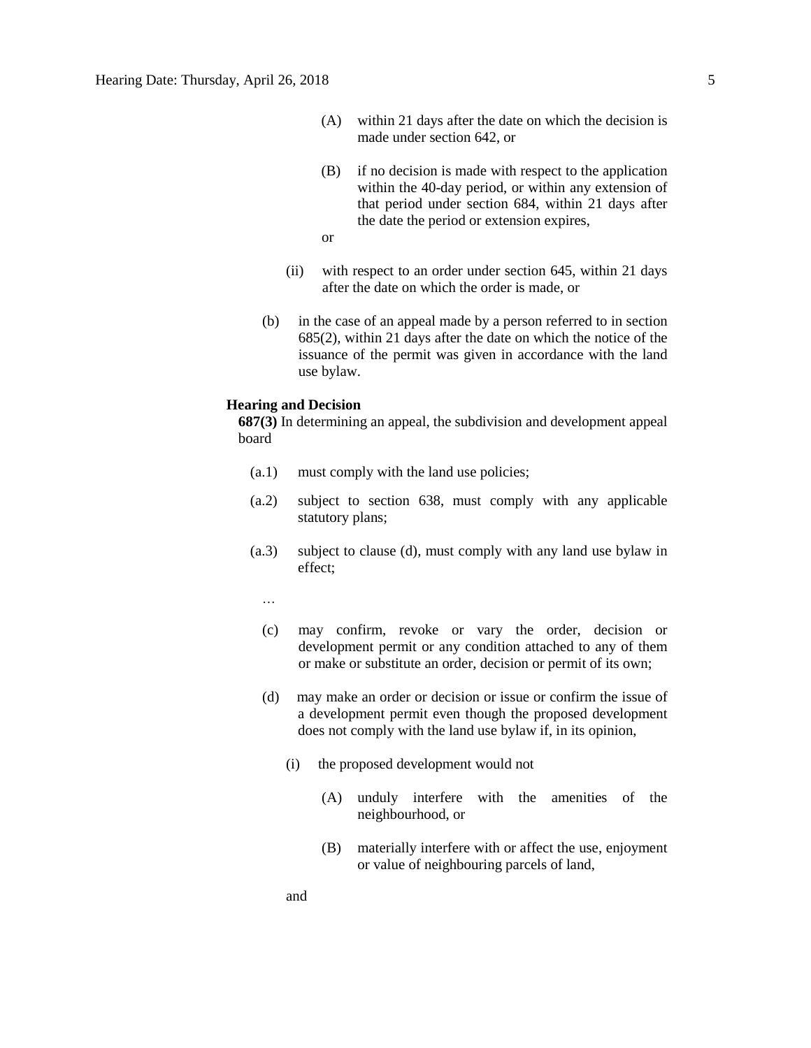(A) within 21 days after the date on which the decision is made under section 642, or

(B) if no decision is made with respect to the application within the 40-day period, or within any extension of that period under section 684, within 21 days after the date the period or extension expires,

or

(ii) with respect to an order under section 645, within 21 days after the date on which the order is made, or

(b) in the case of an appeal made by a person referred to in section 685(2), within 21 days after the date on which the notice of the issuance of the permit was given in accordance with the land use bylaw.

**Hearing and Decision**

**687(3)** In determining an appeal, the subdivision and development appeal board

(a.1) must comply with the land use policies;

(a.2) subject to section 638, must comply with any applicable statutory plans;

(a.3) subject to clause (d), must comply with any land use bylaw in effect;

…

(c) may confirm, revoke or vary the order, decision or development permit or any condition attached to any of them or make or substitute an order, decision or permit of its own;

(d) may make an order or decision or issue or confirm the issue of a development permit even though the proposed development does not comply with the land use bylaw if, in its opinion,

(i) the proposed development would not

(A) unduly interfere with the amenities of the neighbourhood, or

(B) materially interfere with or affect the use, enjoyment or value of neighbouring parcels of land,

and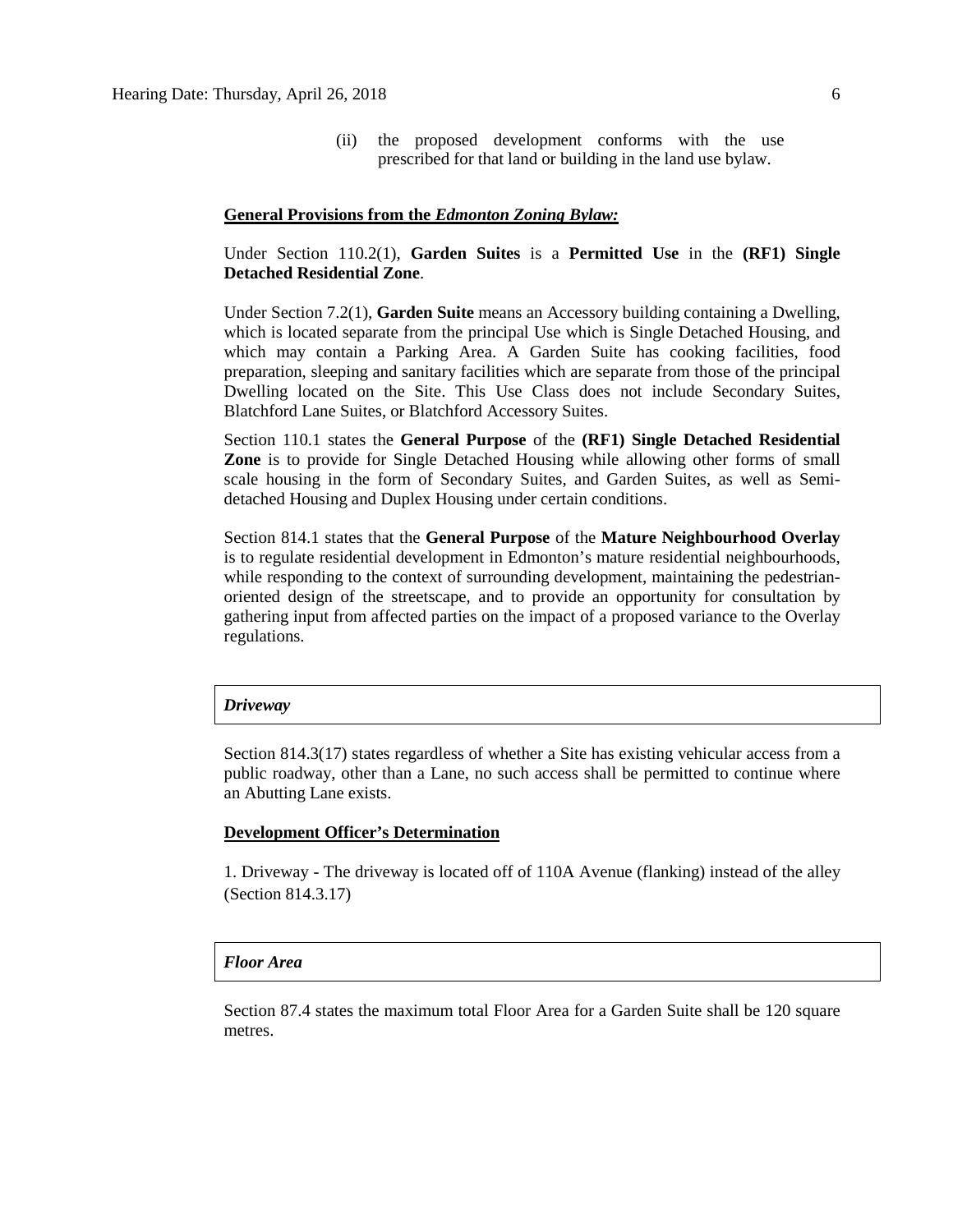(ii) the proposed development conforms with the use prescribed for that land or building in the land use bylaw.

**General Provisions from the *Edmonton Zoning Bylaw:***

Under Section 110.2(1), **Garden Suites** is a **Permitted Use** in the **(RF1) Single Detached Residential Zone**.

Under Section 7.2(1), **Garden Suite** means an Accessory building containing a Dwelling, which is located separate from the principal Use which is Single Detached Housing, and which may contain a Parking Area. A Garden Suite has cooking facilities, food preparation, sleeping and sanitary facilities which are separate from those of the principal Dwelling located on the Site. This Use Class does not include Secondary Suites, Blatchford Lane Suites, or Blatchford Accessory Suites.

Section 110.1 states the **General Purpose** of the **(RF1) Single Detached Residential Zone** is to provide for Single Detached Housing while allowing other forms of small scale housing in the form of Secondary Suites, and Garden Suites, as well as Semi-detached Housing and Duplex Housing under certain conditions.

Section 814.1 states that the **General Purpose** of the **Mature Neighbourhood Overlay** is to regulate residential development in Edmonton's mature residential neighbourhoods, while responding to the context of surrounding development, maintaining the pedestrian-oriented design of the streetscape, and to provide an opportunity for consultation by gathering input from affected parties on the impact of a proposed variance to the Overlay regulations.

***Driveway***

Section 814.3(17) states regardless of whether a Site has existing vehicular access from a public roadway, other than a Lane, no such access shall be permitted to continue where an Abutting Lane exists.

**Development Officer's Determination**

1. Driveway - The driveway is located off of 110A Avenue (flanking) instead of the alley (Section 814.3.17)

***Floor Area***

Section 87.4 states the maximum total Floor Area for a Garden Suite shall be 120 square metres.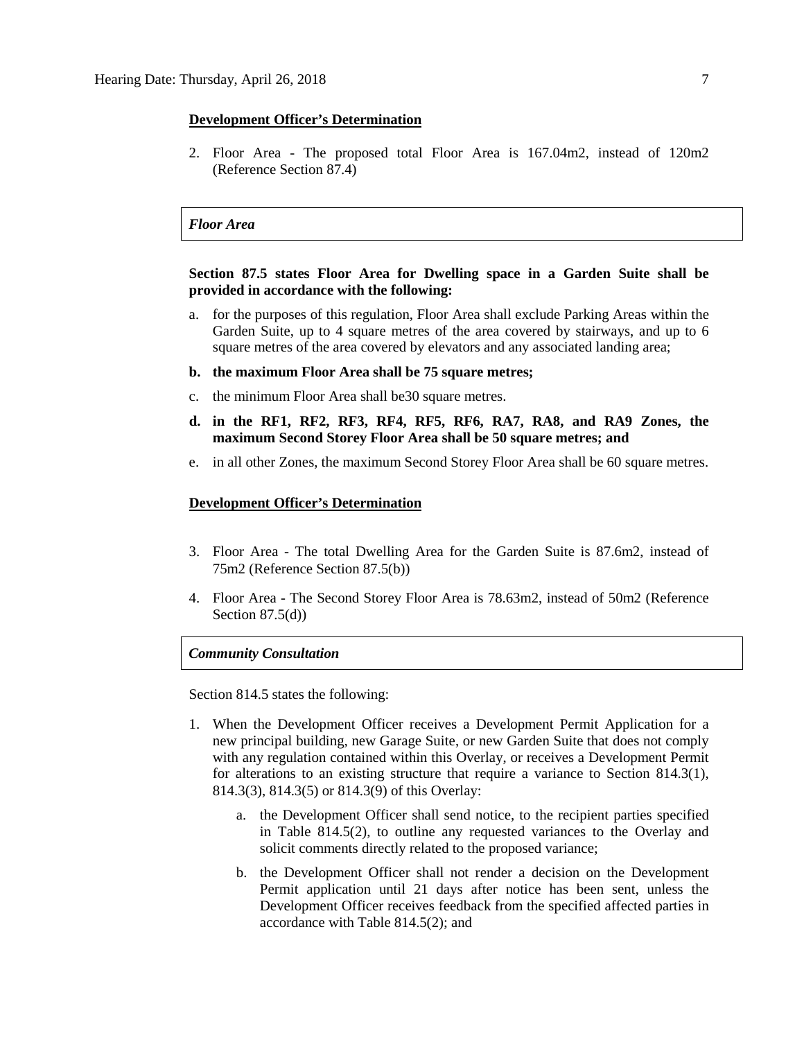**Development Officer's Determination**

2. Floor Area - The proposed total Floor Area is 167.04m2, instead of 120m2 (Reference Section 87.4)

***Floor Area***

**Section 87.5 states Floor Area for Dwelling space in a Garden Suite shall be provided in accordance with the following:**

a. for the purposes of this regulation, Floor Area shall exclude Parking Areas within the Garden Suite, up to 4 square metres of the area covered by stairways, and up to 6 square metres of the area covered by elevators and any associated landing area;

**b. the maximum Floor Area shall be 75 square metres;**

c. the minimum Floor Area shall be30 square metres.

**d. in the RF1, RF2, RF3, RF4, RF5, RF6, RA7, RA8, and RA9 Zones, the maximum Second Storey Floor Area shall be 50 square metres; and**

e. in all other Zones, the maximum Second Storey Floor Area shall be 60 square metres.

**Development Officer's Determination**

3. Floor Area - The total Dwelling Area for the Garden Suite is 87.6m2, instead of 75m2 (Reference Section 87.5(b))

4. Floor Area - The Second Storey Floor Area is 78.63m2, instead of 50m2 (Reference Section 87.5(d))

***Community Consultation***

Section 814.5 states the following:

1. When the Development Officer receives a Development Permit Application for a new principal building, new Garage Suite, or new Garden Suite that does not comply with any regulation contained within this Overlay, or receives a Development Permit for alterations to an existing structure that require a variance to Section 814.3(1), 814.3(3), 814.3(5) or 814.3(9) of this Overlay:

    a. the Development Officer shall send notice, to the recipient parties specified in Table 814.5(2), to outline any requested variances to the Overlay and solicit comments directly related to the proposed variance;

    b. the Development Officer shall not render a decision on the Development Permit application until 21 days after notice has been sent, unless the Development Officer receives feedback from the specified affected parties in accordance with Table 814.5(2); and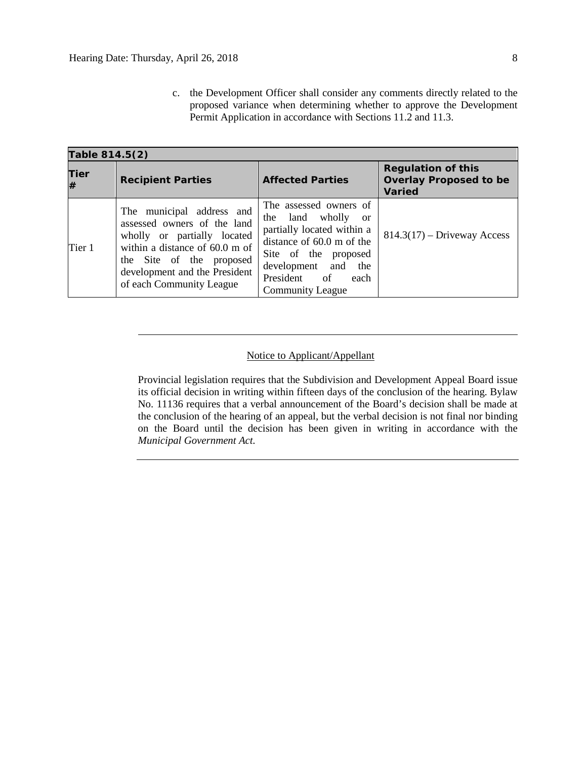c. the Development Officer shall consider any comments directly related to the proposed variance when determining whether to approve the Development Permit Application in accordance with Sections 11.2 and 11.3.

| Table 814.5(2) | | | |
|---|---|---|---|
| **Tier #** | **Recipient Parties** | **Affected Parties** | **Regulation of this Overlay Proposed to be Varied** |
| Tier 1 | The municipal address and assessed owners of the land wholly or partially located within a distance of 60.0 m of the Site of the proposed development and the President of each Community League | The assessed owners of the land wholly or partially located within a distance of 60.0 m of the Site of the proposed development and the President of each Community League | 814.3(17) – Driveway Access |

---

Notice to Applicant/Appellant

Provincial legislation requires that the Subdivision and Development Appeal Board issue its official decision in writing within fifteen days of the conclusion of the hearing. Bylaw No. 11136 requires that a verbal announcement of the Board's decision shall be made at the conclusion of the hearing of an appeal, but the verbal decision is not final nor binding on the Board until the decision has been given in writing in accordance with the *Municipal Government Act.*

---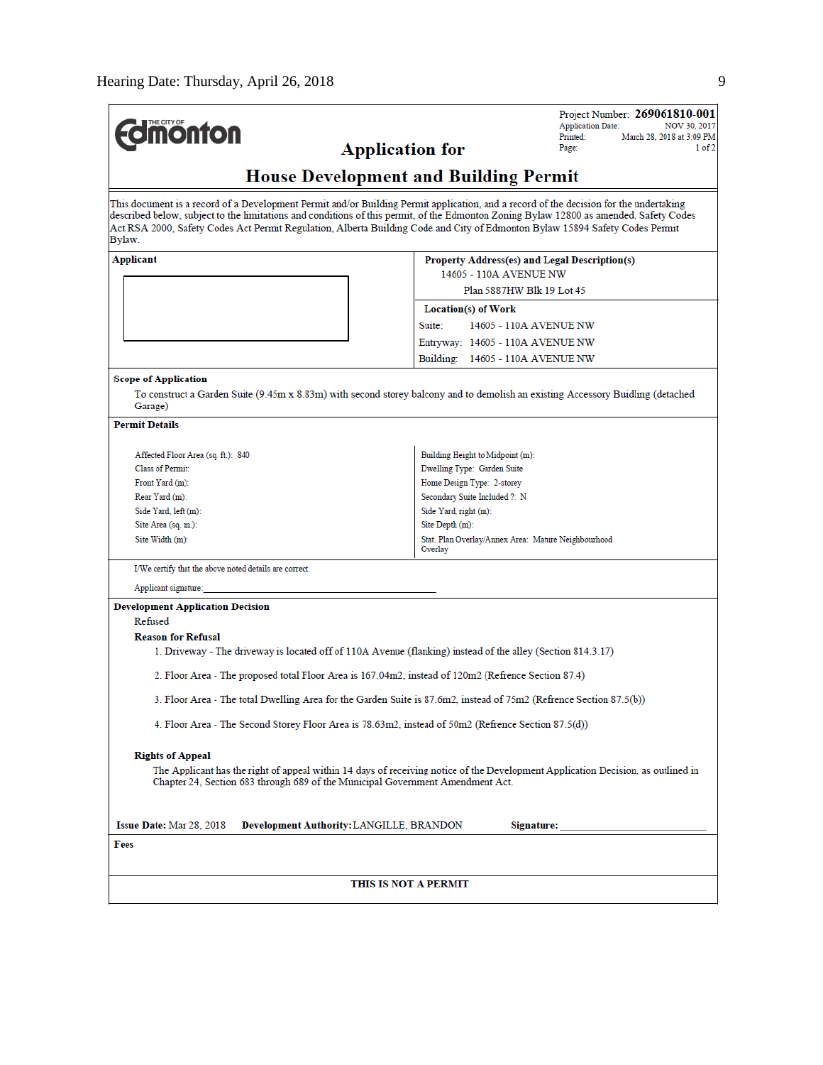**The City of Edmonton**

Project Number: **269061810-001**
Application Date: NOV 30, 2017
Printed: March 28, 2018 at 3:09 PM
Page: 1 of 2

## Application for

# House Development and Building Permit

This document is a record of a Development Permit and/or Building Permit application, and a record of the decision for the undertaking described below, subject to the limitations and conditions of this permit, of the Edmonton Zoning Bylaw 12800 as amended, Safety Codes Act RSA 2000, Safety Codes Act Permit Regulation, Alberta Building Code and City of Edmonton Bylaw 15894 Safety Codes Permit Bylaw.

**Applicant**

**Property Address(es) and Legal Description(s)**
14605 - 110A AVENUE NW
Plan 5887HW Blk 19 Lot 45

**Location(s) of Work**
Suite: 14605 - 110A AVENUE NW
Entryway: 14605 - 110A AVENUE NW
Building: 14605 - 110A AVENUE NW

**Scope of Application**

To construct a Garden Suite (9.45m x 8.83m) with second storey balcony and to demolish an existing Accessory Buidling (detached Garage)

**Permit Details**

| | |
|---|---|
| Affected Floor Area (sq. ft.): 840 | Building Height to Midpoint (m): |
| Class of Permit: | Dwelling Type: Garden Suite |
| Front Yard (m): | Home Design Type: 2-storey |
| Rear Yard (m): | Secondary Suite Included ?: N |
| Side Yard, left (m): | Side Yard, right (m): |
| Site Area (sq. m.): | Site Depth (m): |
| Site Width (m): | Stat. Plan Overlay/Annex Area: Mature Neighbourhood Overlay |

I/We certify that the above noted details are correct.

Applicant signature:

**Development Application Decision**

Refused

**Reason for Refusal**

1. Driveway - The driveway is located off of 110A Avenue (flanking) instead of the alley (Section 814.3.17)
2. Floor Area - The proposed total Floor Area is 167.04m2, instead of 120m2 (Refrence Section 87.4)
3. Floor Area - The total Dwelling Area for the Garden Suite is 87.6m2, instead of 75m2 (Refrence Section 87.5(b))
4. Floor Area - The Second Storey Floor Area is 78.63m2, instead of 50m2 (Refrence Section 87.5(d))

**Rights of Appeal**

The Applicant has the right of appeal within 14 days of receiving notice of the Development Application Decision, as outlined in Chapter 24, Section 683 through 689 of the Municipal Government Amendment Act.

**Issue Date:** Mar 28, 2018 **Development Authority:** LANGILLE, BRANDON **Signature:**

**Fees**

**THIS IS NOT A PERMIT**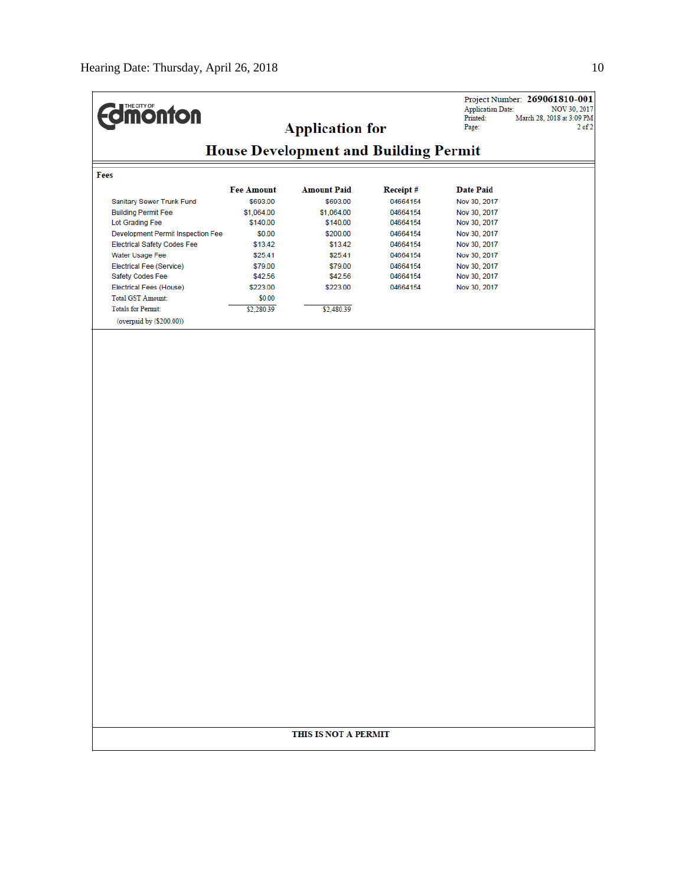THE CITY OF Edmonton

Project Number: **269061810-001**
Application Date: NOV 30, 2017
Printed: March 28, 2018 at 3:09 PM
Page: 2 of 2

## Application for

## House Development and Building Permit

**Fees**

| | Fee Amount | Amount Paid | Receipt # | Date Paid |
|---|---|---|---|---|
| Sanitary Sewer Trunk Fund | $693.00 | $693.00 | 04664154 | Nov 30, 2017 |
| Building Permit Fee | $1,064.00 | $1,064.00 | 04664154 | Nov 30, 2017 |
| Lot Grading Fee | $140.00 | $140.00 | 04664154 | Nov 30, 2017 |
| Development Permit Inspection Fee | $0.00 | $200.00 | 04664154 | Nov 30, 2017 |
| Electrical Safety Codes Fee | $13.42 | $13.42 | 04664154 | Nov 30, 2017 |
| Water Usage Fee | $25.41 | $25.41 | 04664154 | Nov 30, 2017 |
| Electrical Fee (Service) | $79.00 | $79.00 | 04664154 | Nov 30, 2017 |
| Safety Codes Fee | $42.56 | $42.56 | 04664154 | Nov 30, 2017 |
| Electrical Fees (House) | $223.00 | $223.00 | 04664154 | Nov 30, 2017 |
| Total GST Amount: | $0.00 | | | |
| Totals for Permit: | $2,280.39 | $2,480.39 | | |
| (overpaid by ($200.00)) | | | | |

**THIS IS NOT A PERMIT**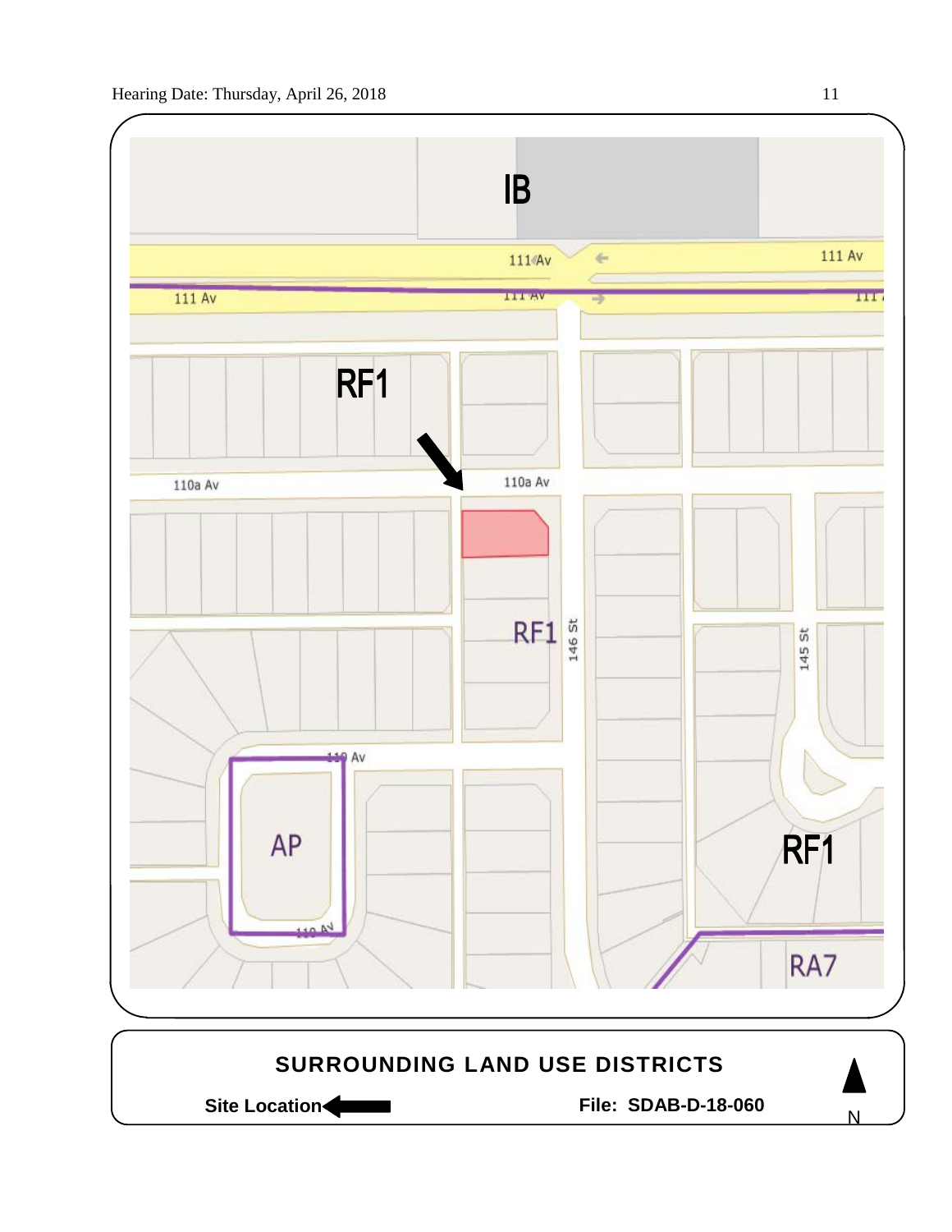IB

111 Av

111 Av

RF1

110a Av

110a Av

RF1

146 St

145 St

110 Av

AP

110 Av

RF1

RA7

**SURROUNDING LAND USE DISTRICTS**

**Site Location**

**File: SDAB-D-18-060**

N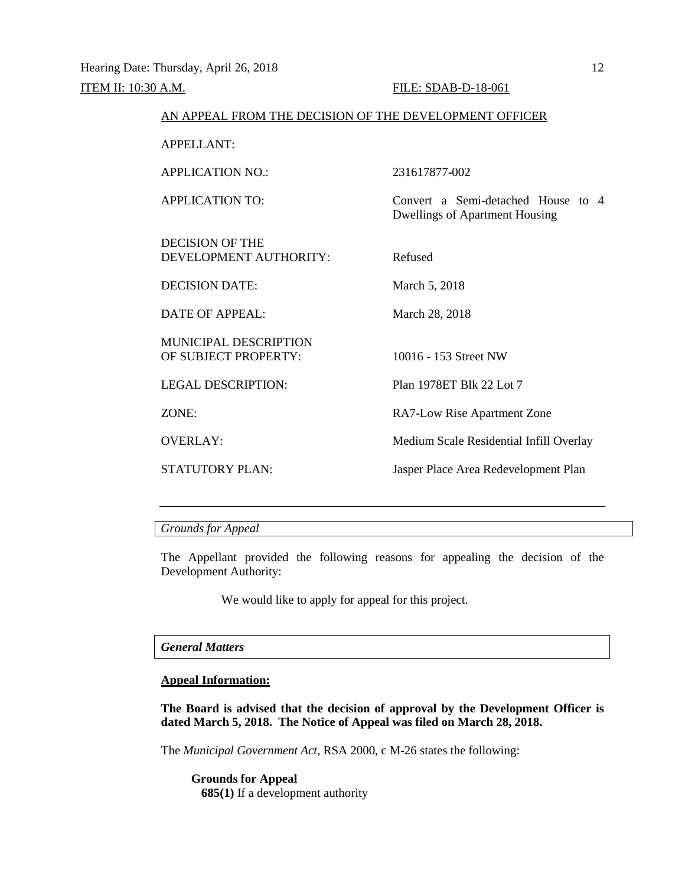Hearing Date: Thursday, April 26, 2018

ITEM II: 10:30 A.M. FILE: SDAB-D-18-061

AN APPEAL FROM THE DECISION OF THE DEVELOPMENT OFFICER

| | |
|---|---|
| APPELLANT: | |
| APPLICATION NO.: | 231617877-002 |
| APPLICATION TO: | Convert a Semi-detached House to 4 Dwellings of Apartment Housing |
| DECISION OF THE DEVELOPMENT AUTHORITY: | Refused |
| DECISION DATE: | March 5, 2018 |
| DATE OF APPEAL: | March 28, 2018 |
| MUNICIPAL DESCRIPTION OF SUBJECT PROPERTY: | 10016 - 153 Street NW |
| LEGAL DESCRIPTION: | Plan 1978ET Blk 22 Lot 7 |
| ZONE: | RA7-Low Rise Apartment Zone |
| OVERLAY: | Medium Scale Residential Infill Overlay |
| STATUTORY PLAN: | Jasper Place Area Redevelopment Plan |

---

*Grounds for Appeal*

The Appellant provided the following reasons for appealing the decision of the Development Authority:

> We would like to apply for appeal for this project.

***General Matters***

**Appeal Information:**

**The Board is advised that the decision of approval by the Development Officer is dated March 5, 2018. The Notice of Appeal was filed on March 28, 2018.**

The *Municipal Government Act*, RSA 2000, c M-26 states the following:

> **Grounds for Appeal**
> **685(1)** If a development authority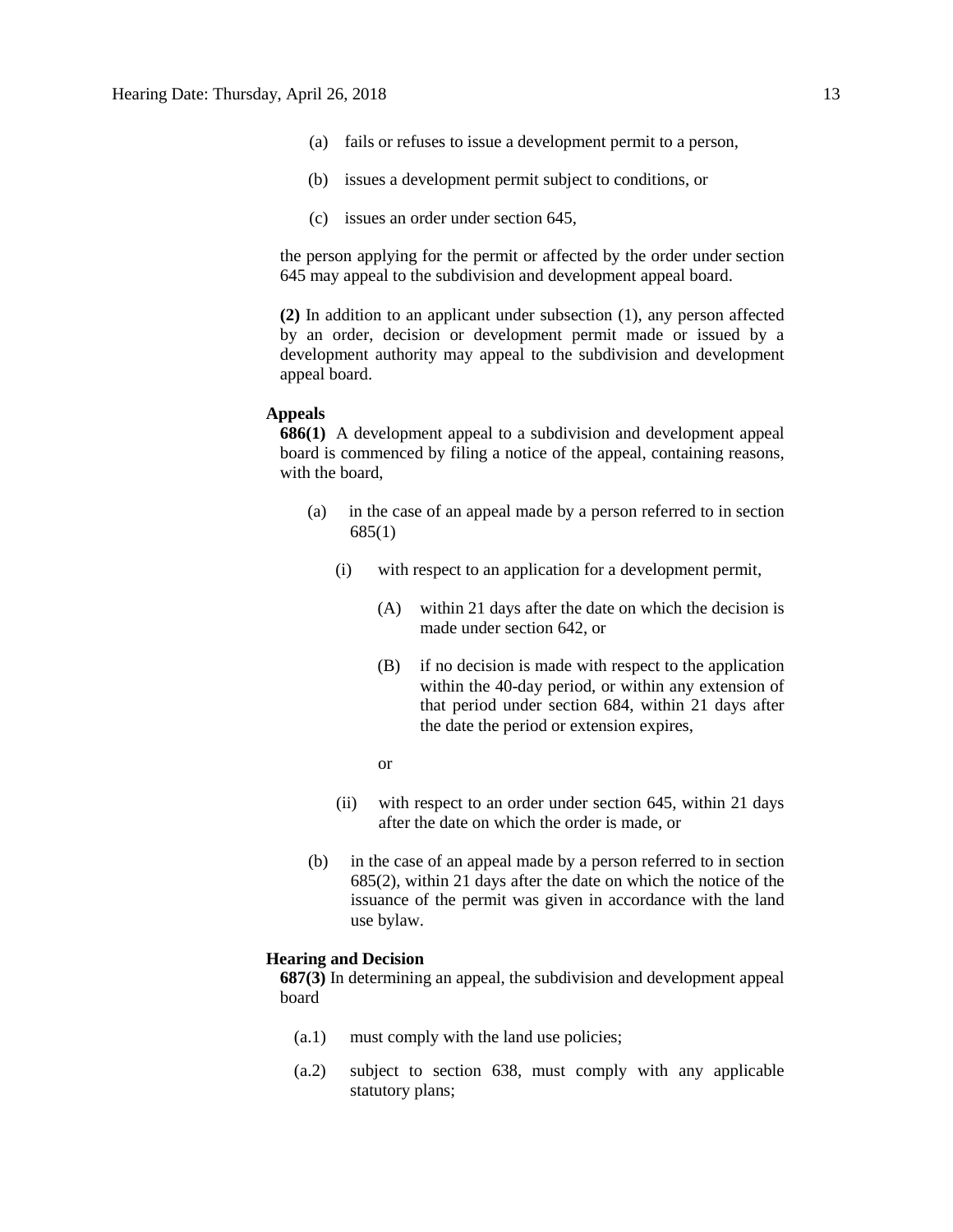(a) fails or refuses to issue a development permit to a person,

(b) issues a development permit subject to conditions, or

(c) issues an order under section 645,

the person applying for the permit or affected by the order under section 645 may appeal to the subdivision and development appeal board.

**(2)** In addition to an applicant under subsection (1), any person affected by an order, decision or development permit made or issued by a development authority may appeal to the subdivision and development appeal board.

**Appeals**

**686(1)** A development appeal to a subdivision and development appeal board is commenced by filing a notice of the appeal, containing reasons, with the board,

(a) in the case of an appeal made by a person referred to in section 685(1)

(i) with respect to an application for a development permit,

(A) within 21 days after the date on which the decision is made under section 642, or

(B) if no decision is made with respect to the application within the 40-day period, or within any extension of that period under section 684, within 21 days after the date the period or extension expires,

or

(ii) with respect to an order under section 645, within 21 days after the date on which the order is made, or

(b) in the case of an appeal made by a person referred to in section 685(2), within 21 days after the date on which the notice of the issuance of the permit was given in accordance with the land use bylaw.

**Hearing and Decision**

**687(3)** In determining an appeal, the subdivision and development appeal board

(a.1) must comply with the land use policies;

(a.2) subject to section 638, must comply with any applicable statutory plans;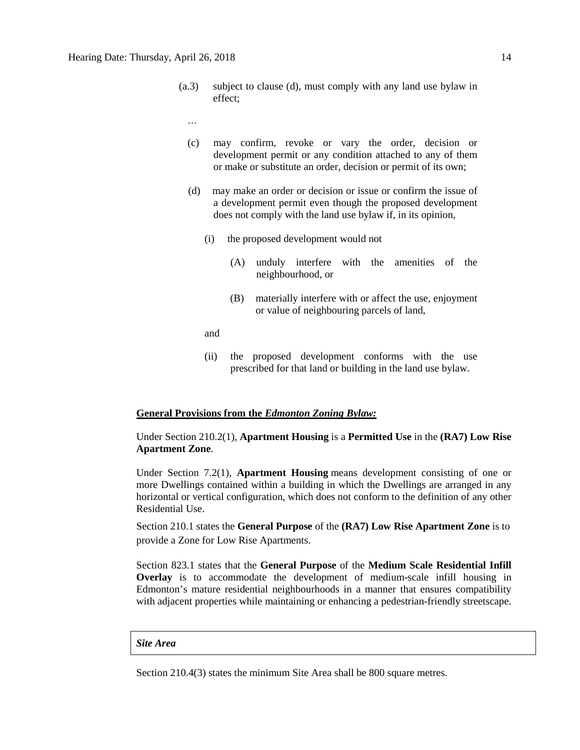(a.3) subject to clause (d), must comply with any land use bylaw in effect;

…

(c) may confirm, revoke or vary the order, decision or development permit or any condition attached to any of them or make or substitute an order, decision or permit of its own;

(d) may make an order or decision or issue or confirm the issue of a development permit even though the proposed development does not comply with the land use bylaw if, in its opinion,

(i) the proposed development would not

(A) unduly interfere with the amenities of the neighbourhood, or

(B) materially interfere with or affect the use, enjoyment or value of neighbouring parcels of land,

and

(ii) the proposed development conforms with the use prescribed for that land or building in the land use bylaw.

**General Provisions from the *Edmonton Zoning Bylaw:***

Under Section 210.2(1), **Apartment Housing** is a **Permitted Use** in the **(RA7) Low Rise Apartment Zone**.

Under Section 7.2(1), **Apartment Housing** means development consisting of one or more Dwellings contained within a building in which the Dwellings are arranged in any horizontal or vertical configuration, which does not conform to the definition of any other Residential Use.

Section 210.1 states the **General Purpose** of the **(RA7) Low Rise Apartment Zone** is to provide a Zone for Low Rise Apartments.

Section 823.1 states that the **General Purpose** of the **Medium Scale Residential Infill Overlay** is to accommodate the development of medium-scale infill housing in Edmonton's mature residential neighbourhoods in a manner that ensures compatibility with adjacent properties while maintaining or enhancing a pedestrian-friendly streetscape.

***Site Area***

Section 210.4(3) states the minimum Site Area shall be 800 square metres.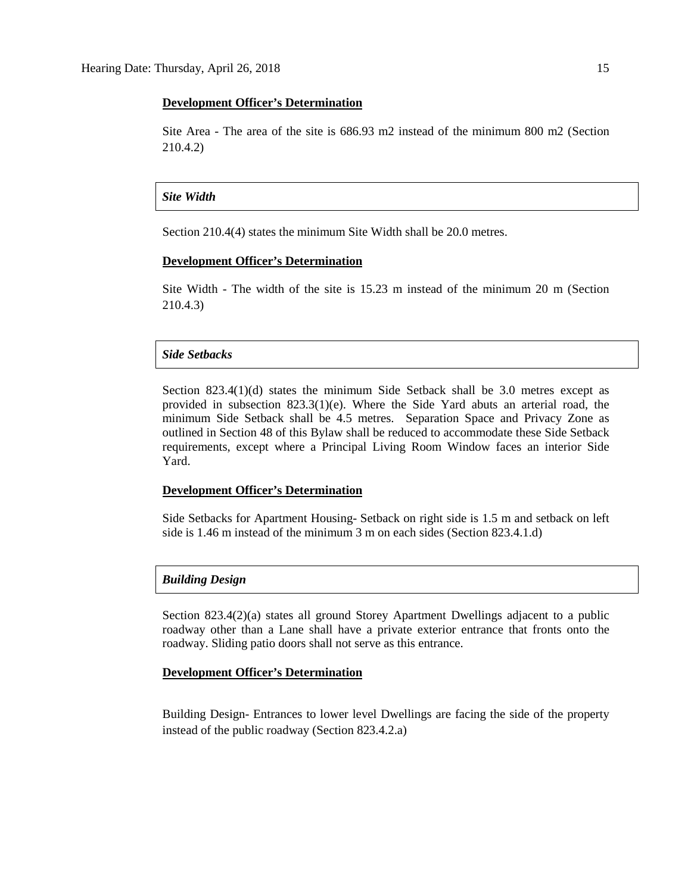**Development Officer's Determination**

Site Area - The area of the site is 686.93 m2 instead of the minimum 800 m2 (Section 210.4.2)

***Site Width***

Section 210.4(4) states the minimum Site Width shall be 20.0 metres.

**Development Officer's Determination**

Site Width - The width of the site is 15.23 m instead of the minimum 20 m (Section 210.4.3)

***Side Setbacks***

Section 823.4(1)(d) states the minimum Side Setback shall be 3.0 metres except as provided in subsection 823.3(1)(e). Where the Side Yard abuts an arterial road, the minimum Side Setback shall be 4.5 metres. Separation Space and Privacy Zone as outlined in Section 48 of this Bylaw shall be reduced to accommodate these Side Setback requirements, except where a Principal Living Room Window faces an interior Side Yard.

**Development Officer's Determination**

Side Setbacks for Apartment Housing- Setback on right side is 1.5 m and setback on left side is 1.46 m instead of the minimum 3 m on each sides (Section 823.4.1.d)

***Building Design***

Section 823.4(2)(a) states all ground Storey Apartment Dwellings adjacent to a public roadway other than a Lane shall have a private exterior entrance that fronts onto the roadway. Sliding patio doors shall not serve as this entrance.

**Development Officer's Determination**

Building Design- Entrances to lower level Dwellings are facing the side of the property instead of the public roadway (Section 823.4.2.a)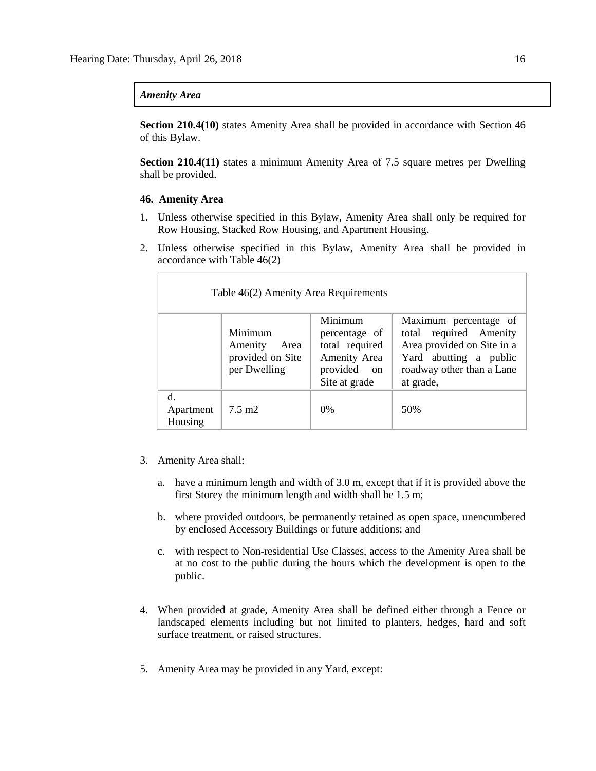*Amenity Area*

**Section 210.4(10)** states Amenity Area shall be provided in accordance with Section 46 of this Bylaw.

**Section 210.4(11)** states a minimum Amenity Area of 7.5 square metres per Dwelling shall be provided.

**46. Amenity Area**

1. Unless otherwise specified in this Bylaw, Amenity Area shall only be required for Row Housing, Stacked Row Housing, and Apartment Housing.
2. Unless otherwise specified in this Bylaw, Amenity Area shall be provided in accordance with Table 46(2)

| Table 46(2) Amenity Area Requirements | | | |
|---|---|---|---|
| | Minimum Amenity Area provided on Site per Dwelling | Minimum percentage of total required Amenity Area provided on Site at grade | Maximum percentage of total required Amenity Area provided on Site in a Yard abutting a public roadway other than a Lane at grade, |
| d. Apartment Housing | 7.5 m2 | 0% | 50% |

3. Amenity Area shall:

   a. have a minimum length and width of 3.0 m, except that if it is provided above the first Storey the minimum length and width shall be 1.5 m;

   b. where provided outdoors, be permanently retained as open space, unencumbered by enclosed Accessory Buildings or future additions; and

   c. with respect to Non-residential Use Classes, access to the Amenity Area shall be at no cost to the public during the hours which the development is open to the public.

4. When provided at grade, Amenity Area shall be defined either through a Fence or landscaped elements including but not limited to planters, hedges, hard and soft surface treatment, or raised structures.

5. Amenity Area may be provided in any Yard, except: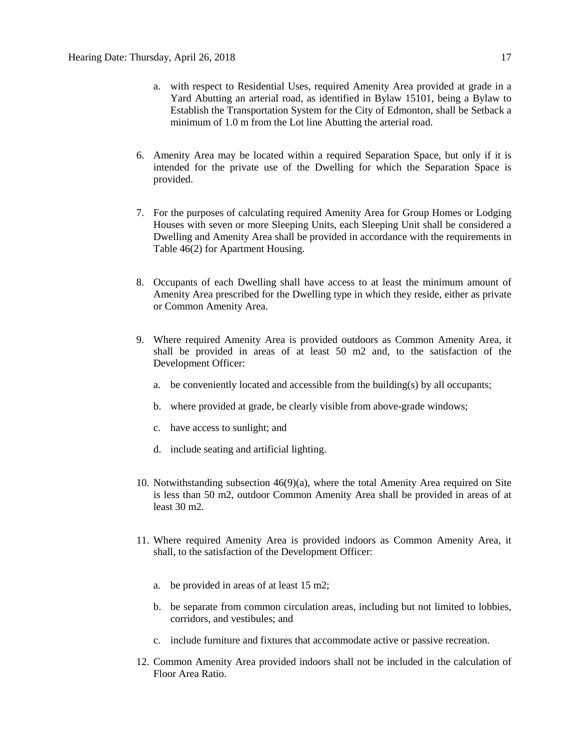a. with respect to Residential Uses, required Amenity Area provided at grade in a Yard Abutting an arterial road, as identified in Bylaw 15101, being a Bylaw to Establish the Transportation System for the City of Edmonton, shall be Setback a minimum of 1.0 m from the Lot line Abutting the arterial road.

6. Amenity Area may be located within a required Separation Space, but only if it is intended for the private use of the Dwelling for which the Separation Space is provided.

7. For the purposes of calculating required Amenity Area for Group Homes or Lodging Houses with seven or more Sleeping Units, each Sleeping Unit shall be considered a Dwelling and Amenity Area shall be provided in accordance with the requirements in Table 46(2) for Apartment Housing.

8. Occupants of each Dwelling shall have access to at least the minimum amount of Amenity Area prescribed for the Dwelling type in which they reside, either as private or Common Amenity Area.

9. Where required Amenity Area is provided outdoors as Common Amenity Area, it shall be provided in areas of at least 50 m2 and, to the satisfaction of the Development Officer:

   a. be conveniently located and accessible from the building(s) by all occupants;

   b. where provided at grade, be clearly visible from above-grade windows;

   c. have access to sunlight; and

   d. include seating and artificial lighting.

10. Notwithstanding subsection 46(9)(a), where the total Amenity Area required on Site is less than 50 m2, outdoor Common Amenity Area shall be provided in areas of at least 30 m2.

11. Where required Amenity Area is provided indoors as Common Amenity Area, it shall, to the satisfaction of the Development Officer:

   a. be provided in areas of at least 15 m2;

   b. be separate from common circulation areas, including but not limited to lobbies, corridors, and vestibules; and

   c. include furniture and fixtures that accommodate active or passive recreation.

12. Common Amenity Area provided indoors shall not be included in the calculation of Floor Area Ratio.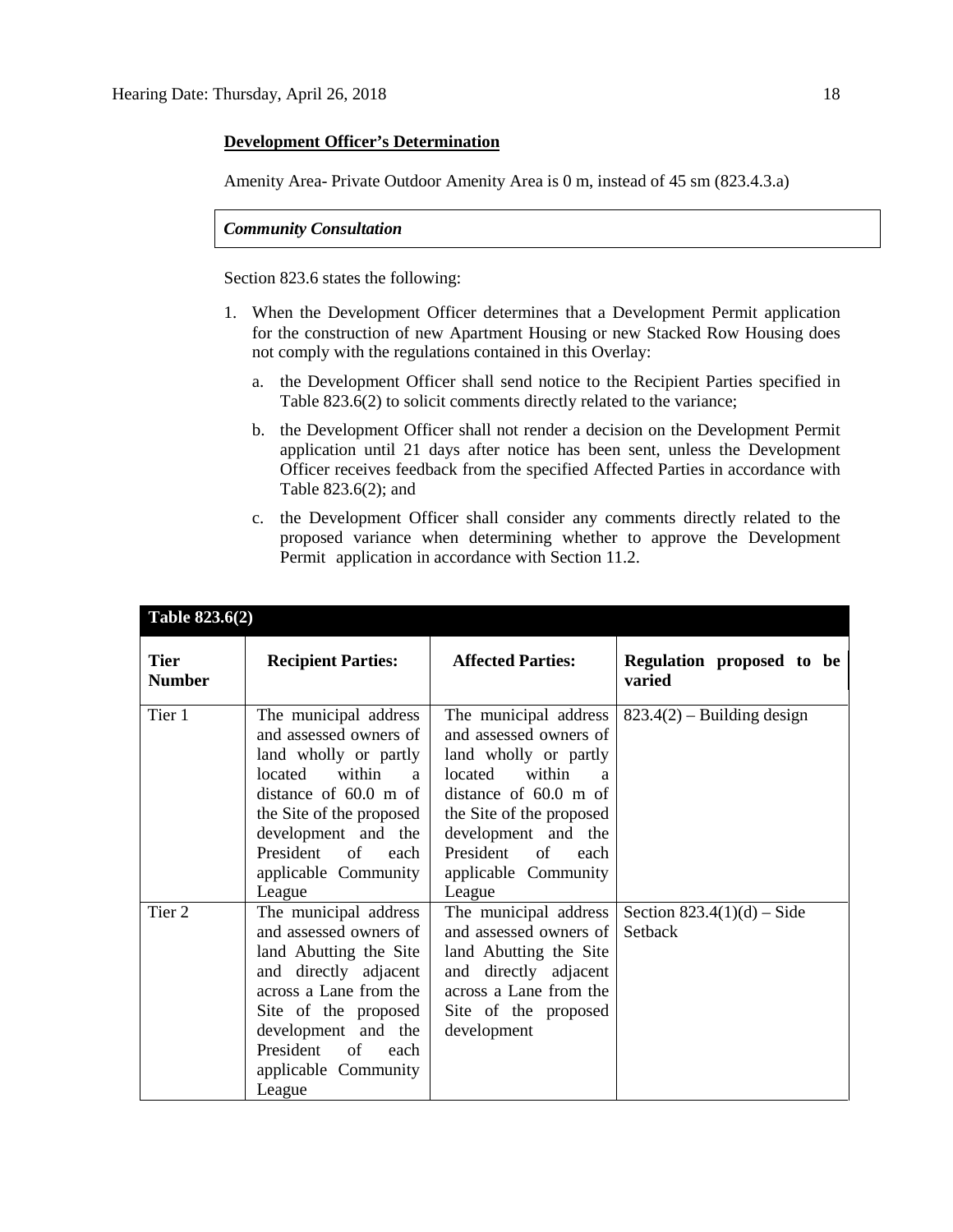**Development Officer's Determination**

Amenity Area- Private Outdoor Amenity Area is 0 m, instead of 45 sm (823.4.3.a)

***Community Consultation***

Section 823.6 states the following:

1. When the Development Officer determines that a Development Permit application for the construction of new Apartment Housing or new Stacked Row Housing does not comply with the regulations contained in this Overlay:

   a. the Development Officer shall send notice to the Recipient Parties specified in Table 823.6(2) to solicit comments directly related to the variance;

   b. the Development Officer shall not render a decision on the Development Permit application until 21 days after notice has been sent, unless the Development Officer receives feedback from the specified Affected Parties in accordance with Table 823.6(2); and

   c. the Development Officer shall consider any comments directly related to the proposed variance when determining whether to approve the Development Permit application in accordance with Section 11.2.

| **Table 823.6(2)** | | | |
|---|---|---|---|
| **Tier Number** | **Recipient Parties:** | **Affected Parties:** | **Regulation proposed to be varied** |
| Tier 1 | The municipal address and assessed owners of land wholly or partly located within a distance of 60.0 m of the Site of the proposed development and the President of each applicable Community League | The municipal address and assessed owners of land wholly or partly located within a distance of 60.0 m of the Site of the proposed development and the President of each applicable Community League | 823.4(2) – Building design |
| Tier 2 | The municipal address and assessed owners of land Abutting the Site and directly adjacent across a Lane from the Site of the proposed development and the President of each applicable Community League | The municipal address and assessed owners of land Abutting the Site and directly adjacent across a Lane from the Site of the proposed development | Section 823.4(1)(d) – Side Setback |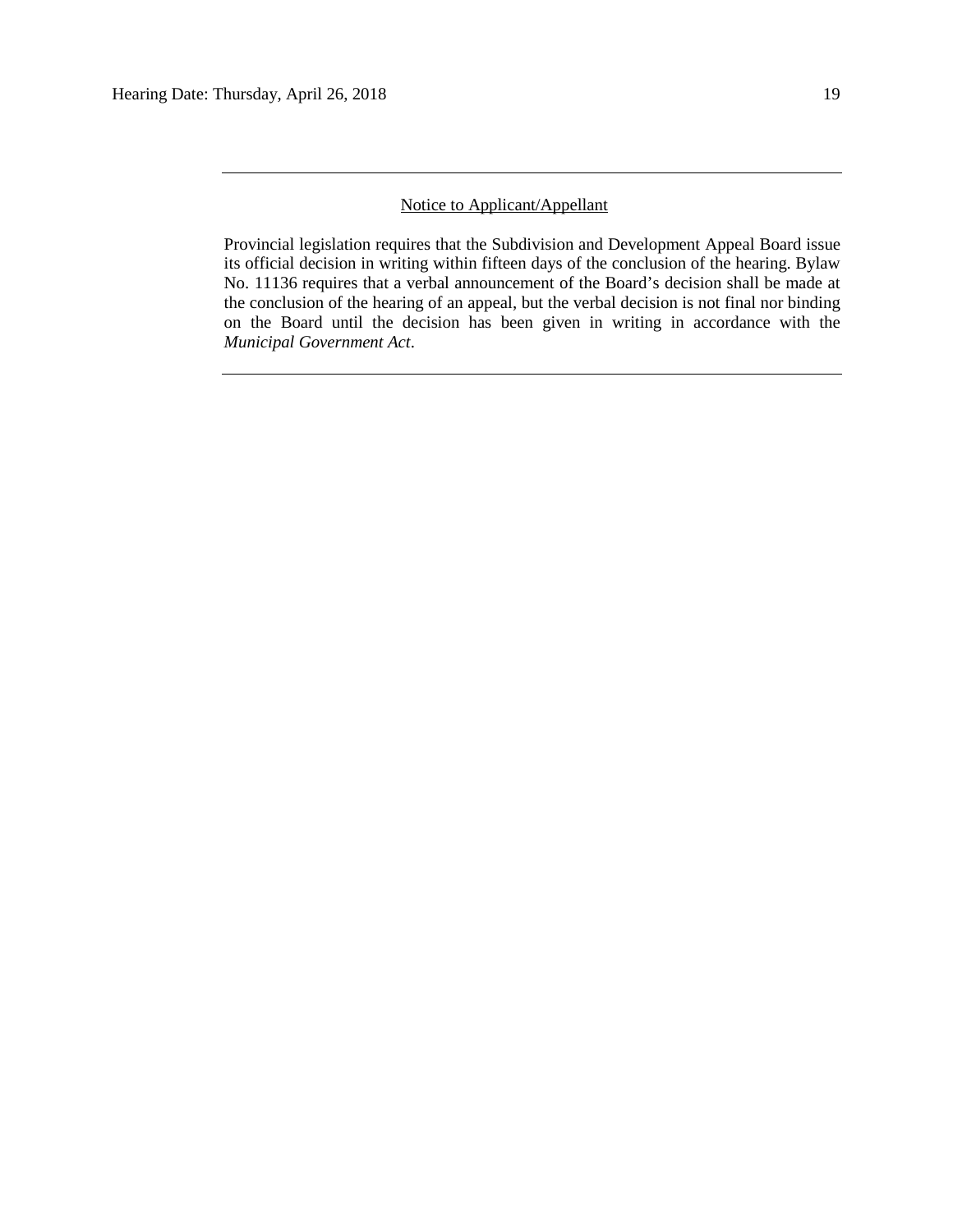---

Notice to Applicant/Appellant

Provincial legislation requires that the Subdivision and Development Appeal Board issue its official decision in writing within fifteen days of the conclusion of the hearing. Bylaw No. 11136 requires that a verbal announcement of the Board's decision shall be made at the conclusion of the hearing of an appeal, but the verbal decision is not final nor binding on the Board until the decision has been given in writing in accordance with the *Municipal Government Act*.

---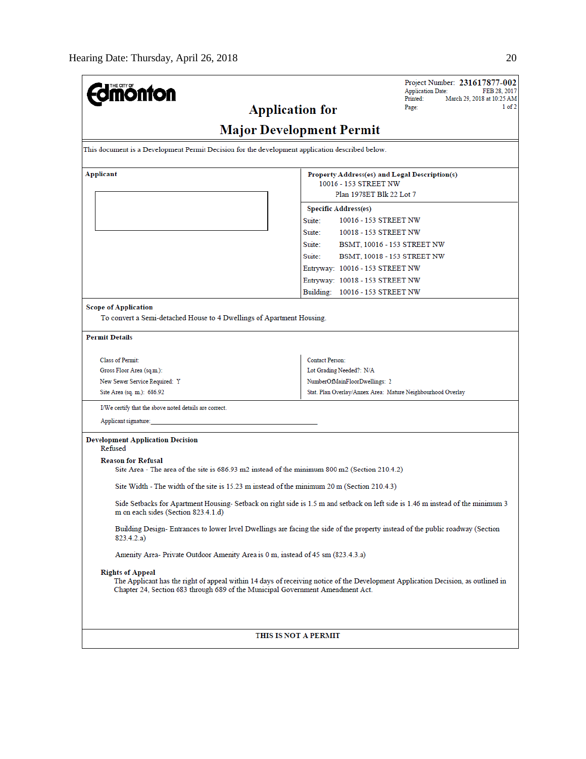**THE CITY OF Edmonton**

Project Number: **231617877-002**
Application Date: FEB 28, 2017
Printed: March 29, 2018 at 10:25 AM
Page: 1 of 2

# Application for

# Major Development Permit

This document is a Development Permit Decision for the development application described below.

| **Applicant** | **Property Address(es) and Legal Description(s)** |
|---|---|
| | 10016 - 153 STREET NW<br>Plan 1978ET Blk 22 Lot 7 |

**Specific Address(es)**

| | |
|---|---|
| Suite: | 10016 - 153 STREET NW |
| Suite: | 10018 - 153 STREET NW |
| Suite: | BSMT, 10016 - 153 STREET NW |
| Suite: | BSMT, 10018 - 153 STREET NW |
| Entryway: | 10016 - 153 STREET NW |
| Entryway: | 10018 - 153 STREET NW |
| Building: | 10016 - 153 STREET NW |

**Scope of Application**

To convert a Semi-detached House to 4 Dwellings of Apartment Housing.

**Permit Details**

| | |
|---|---|
| Class of Permit: | Contact Person: |
| Gross Floor Area (sq.m.): | Lot Grading Needed?: N/A |
| New Sewer Service Required: Y | NumberOfMainFloorDwellings: 2 |
| Site Area (sq. m.): 686.92 | Stat. Plan Overlay/Annex Area: Mature Neighbourhood Overlay |

I/We certify that the above noted details are correct.

Applicant signature:______________________________

**Development Application Decision**

Refused

**Reason for Refusal**

Site Area - The area of the site is 686.93 m2 instead of the minimum 800 m2 (Section 210.4.2)

Site Width - The width of the site is 15.23 m instead of the minimum 20 m (Section 210.4.3)

Side Setbacks for Apartment Housing- Setback on right side is 1.5 m and setback on left side is 1.46 m instead of the minimum 3 m on each sides (Section 823.4.1.d)

Building Design- Entrances to lower level Dwellings are facing the side of the property instead of the public roadway (Section 823.4.2.a)

Amenity Area- Private Outdoor Amenity Area is 0 m, instead of 45 sm (823.4.3.a)

**Rights of Appeal**

The Applicant has the right of appeal within 14 days of receiving notice of the Development Application Decision, as outlined in Chapter 24, Section 683 through 689 of the Municipal Government Amendment Act.

**THIS IS NOT A PERMIT**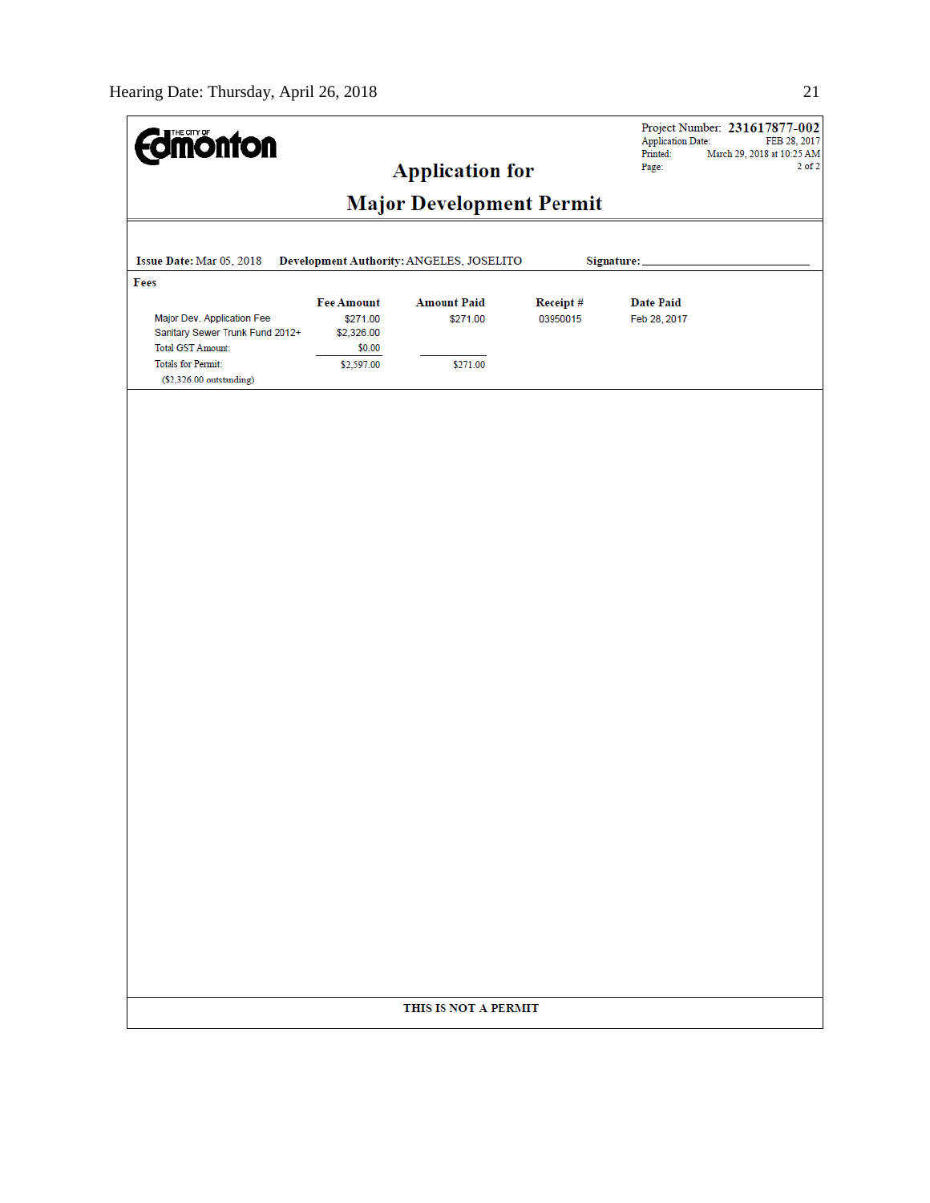THE CITY OF Edmonton

Project Number: **231617877-002**
Application Date: FEB 28, 2017
Printed: March 29, 2018 at 10:25 AM
Page: 2 of 2

## Application for
## Major Development Permit

**Issue Date:** Mar 05, 2018 **Development Authority:** ANGELES, JOSELITO **Signature:** ______________________

**Fees**

| | Fee Amount | Amount Paid | Receipt # | Date Paid |
|---|---|---|---|---|
| Major Dev. Application Fee | $271.00 | $271.00 | 03950015 | Feb 28, 2017 |
| Sanitary Sewer Trunk Fund 2012+ | $2,326.00 | | | |
| Total GST Amount: | $0.00 | | | |
| Totals for Permit: | $2,597.00 | $271.00 | | |
| ($2,326.00 outstanding) | | | | |

**THIS IS NOT A PERMIT**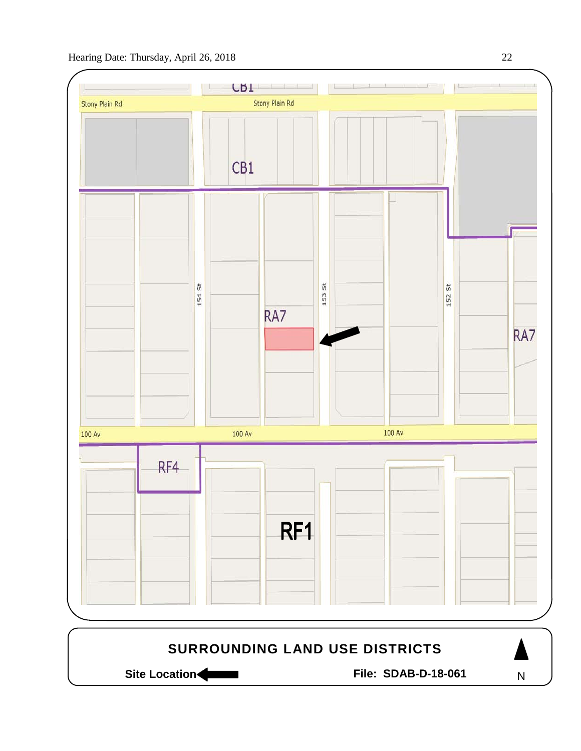CB1

Stony Plain Rd

Stony Plain Rd

CB1

154 St

153 St

152 St

RA7

RA7

100 Av

100 Av

100 Av

RF4

RF1

## SURROUNDING LAND USE DISTRICTS

**Site Location**

**File: SDAB-D-18-061**

N